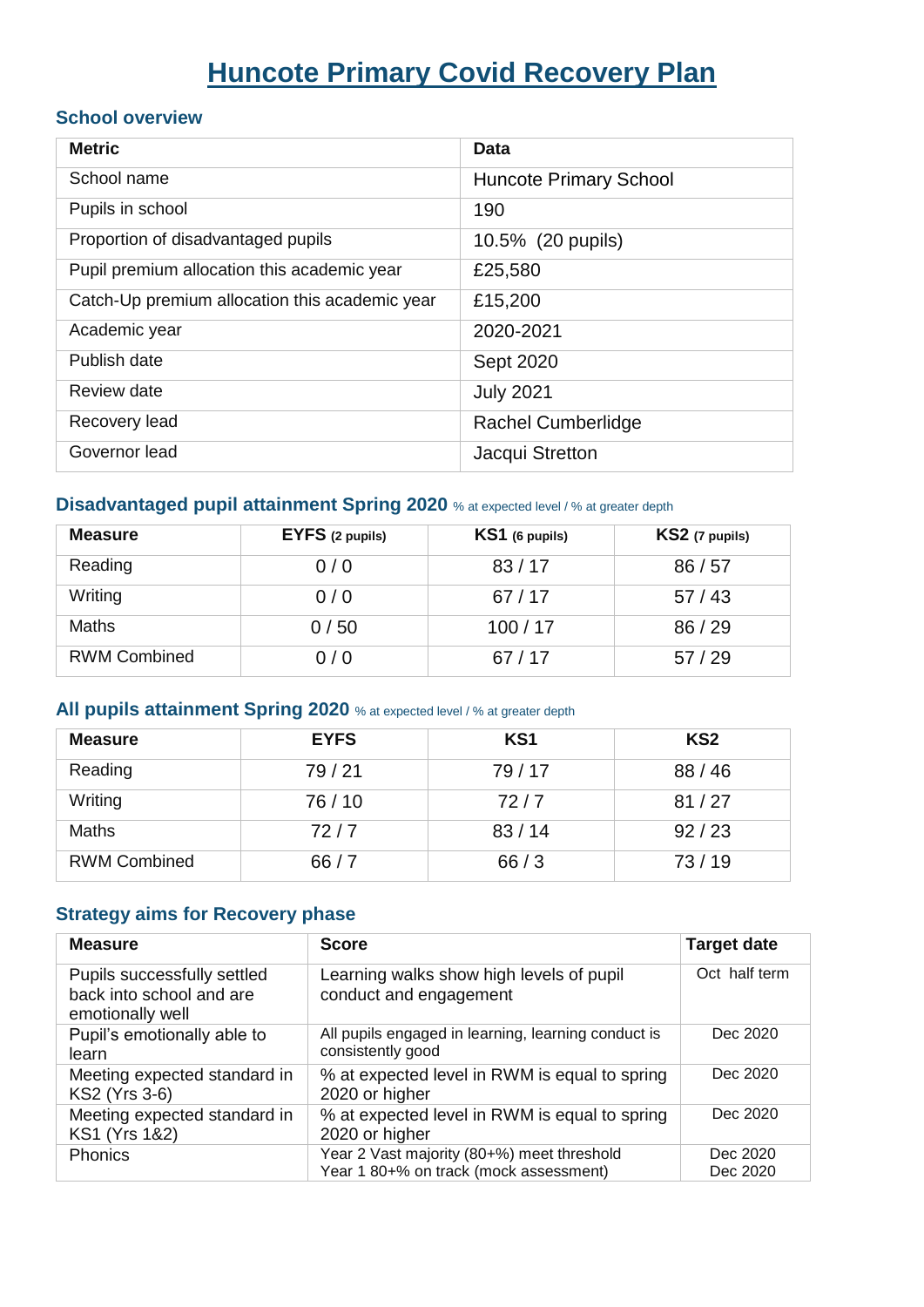# Huncote Primary Covid Recovery Plan

## School overview

| Metric | Data |
|---|---|
| School name | Huncote Primary School |
| Pupils in school | 190 |
| Proportion of disadvantaged pupils | 10.5% (20 pupils) |
| Pupil premium allocation this academic year | £25,580 |
| Catch-Up premium allocation this academic year | £15,200 |
| Academic year | 2020-2021 |
| Publish date | Sept 2020 |
| Review date | July 2021 |
| Recovery lead | Rachel Cumberlidge |
| Governor lead | Jacqui Stretton |

## Disadvantaged pupil attainment Spring 2020 % at expected level / % at greater depth

| Measure | EYFS (2 pupils) | KS1 (6 pupils) | KS2 (7 pupils) |
|---|---|---|---|
| Reading | 0 / 0 | 83 / 17 | 86 / 57 |
| Writing | 0 / 0 | 67 / 17 | 57 / 43 |
| Maths | 0 / 50 | 100 / 17 | 86 / 29 |
| RWM Combined | 0 / 0 | 67 / 17 | 57 / 29 |

## All pupils attainment Spring 2020 % at expected level / % at greater depth

| Measure | EYFS | KS1 | KS2 |
|---|---|---|---|
| Reading | 79 / 21 | 79 / 17 | 88 / 46 |
| Writing | 76 / 10 | 72 / 7 | 81 / 27 |
| Maths | 72 / 7 | 83 / 14 | 92 / 23 |
| RWM Combined | 66 / 7 | 66 / 3 | 73 / 19 |

## Strategy aims for Recovery phase

| Measure | Score | Target date |
|---|---|---|
| Pupils successfully settled back into school and are emotionally well | Learning walks show high levels of pupil conduct and engagement | Oct half term |
| Pupil's emotionally able to learn | All pupils engaged in learning, learning conduct is consistently good | Dec 2020 |
| Meeting expected standard in KS2 (Yrs 3-6) | % at expected level in RWM is equal to spring 2020 or higher | Dec 2020 |
| Meeting expected standard in KS1 (Yrs 1&2) | % at expected level in RWM is equal to spring 2020 or higher | Dec 2020 |
| Phonics | Year 2 Vast majority (80+%) meet threshold<br>Year 1 80+% on track (mock assessment) | Dec 2020<br>Dec 2020 |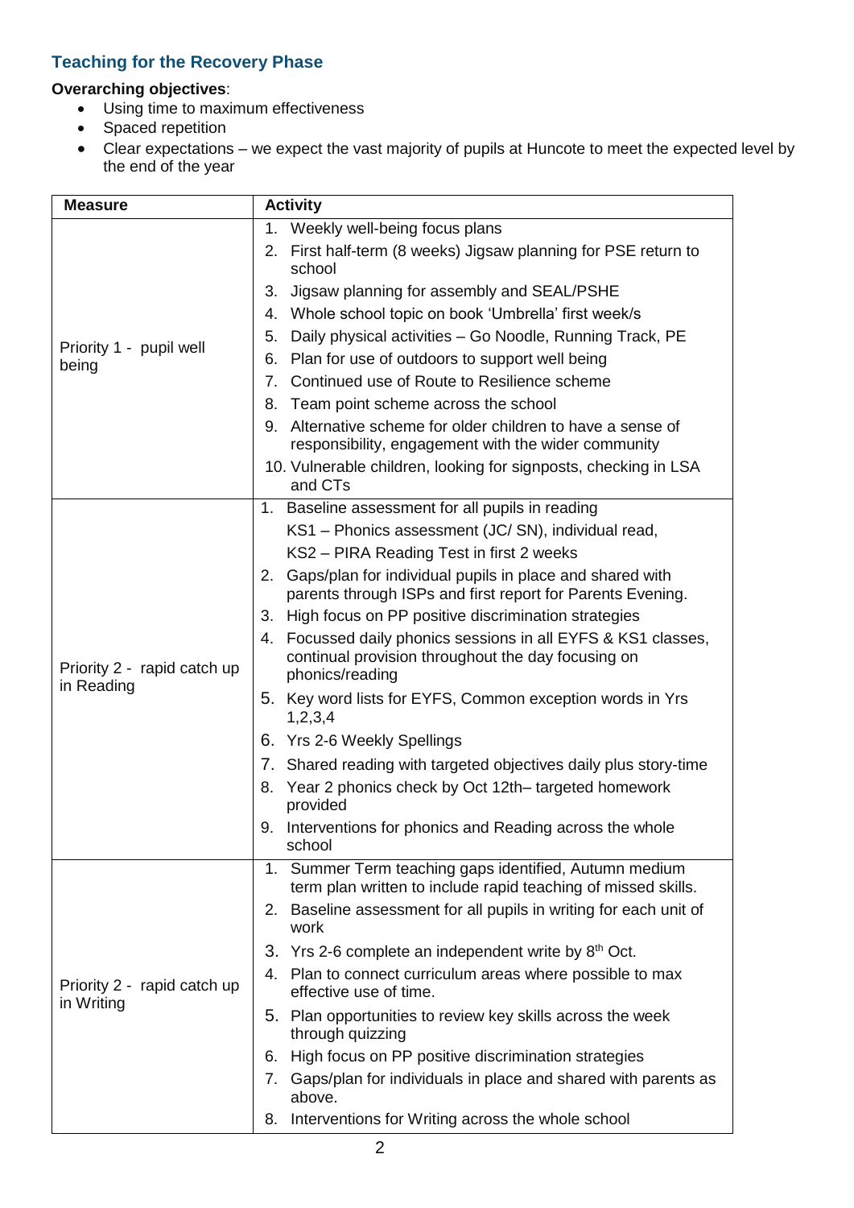## Teaching for the Recovery Phase

**Overarching objectives**:

- Using time to maximum effectiveness
- Spaced repetition
- Clear expectations – we expect the vast majority of pupils at Huncote to meet the expected level by the end of the year

| Measure | Activity |
|---|---|
| Priority 1 - pupil well being | 1. Weekly well-being focus plans<br>2. First half-term (8 weeks) Jigsaw planning for PSE return to school<br>3. Jigsaw planning for assembly and SEAL/PSHE<br>4. Whole school topic on book 'Umbrella' first week/s<br>5. Daily physical activities – Go Noodle, Running Track, PE<br>6. Plan for use of outdoors to support well being<br>7. Continued use of Route to Resilience scheme<br>8. Team point scheme across the school<br>9. Alternative scheme for older children to have a sense of responsibility, engagement with the wider community<br>10. Vulnerable children, looking for signposts, checking in LSA and CTs |
| Priority 2 - rapid catch up in Reading | 1. Baseline assessment for all pupils in reading<br>KS1 – Phonics assessment (JC/ SN), individual read,<br>KS2 – PIRA Reading Test in first 2 weeks<br>2. Gaps/plan for individual pupils in place and shared with parents through ISPs and first report for Parents Evening.<br>3. High focus on PP positive discrimination strategies<br>4. Focussed daily phonics sessions in all EYFS & KS1 classes, continual provision throughout the day focusing on phonics/reading<br>5. Key word lists for EYFS, Common exception words in Yrs 1,2,3,4<br>6. Yrs 2-6 Weekly Spellings<br>7. Shared reading with targeted objectives daily plus story-time<br>8. Year 2 phonics check by Oct 12th– targeted homework provided<br>9. Interventions for phonics and Reading across the whole school |
| Priority 2 - rapid catch up in Writing | 1. Summer Term teaching gaps identified, Autumn medium term plan written to include rapid teaching of missed skills.<br>2. Baseline assessment for all pupils in writing for each unit of work<br>3. Yrs 2-6 complete an independent write by 8th Oct.<br>4. Plan to connect curriculum areas where possible to max effective use of time.<br>5. Plan opportunities to review key skills across the week through quizzing<br>6. High focus on PP positive discrimination strategies<br>7. Gaps/plan for individuals in place and shared with parents as above.<br>8. Interventions for Writing across the whole school |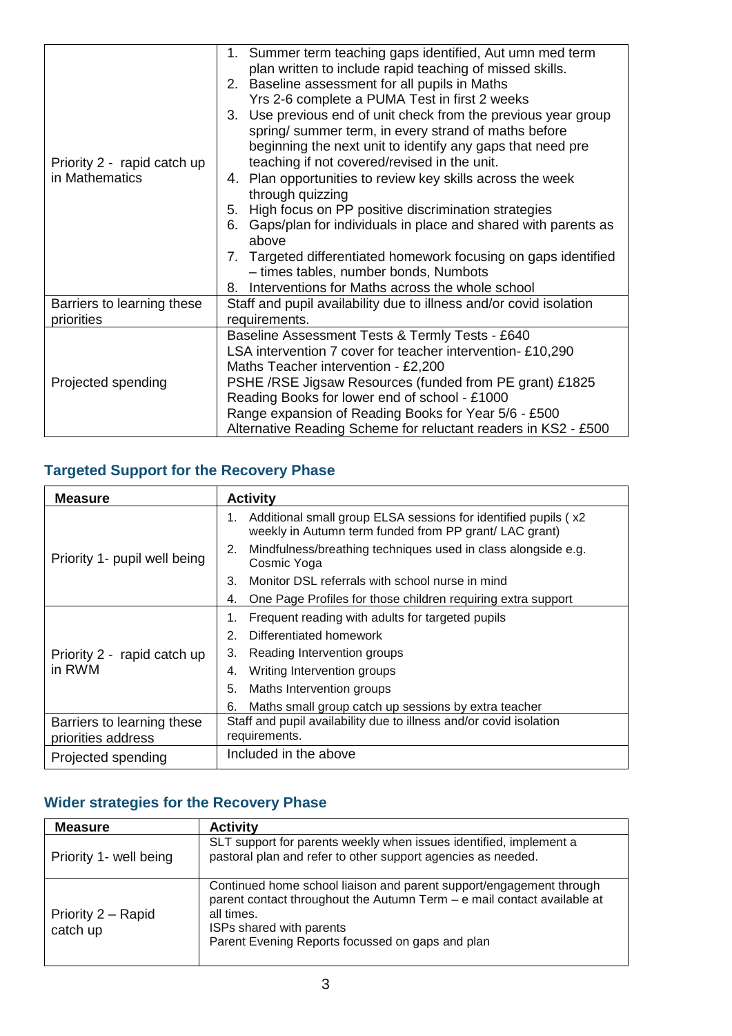| | |
|---|---|
| Priority 2 - rapid catch up in Mathematics | 1. Summer term teaching gaps identified, Aut umn med term plan written to include rapid teaching of missed skills.<br>2. Baseline assessment for all pupils in Maths<br>Yrs 2-6 complete a PUMA Test in first 2 weeks<br>3. Use previous end of unit check from the previous year group spring/ summer term, in every strand of maths before beginning the next unit to identify any gaps that need pre teaching if not covered/revised in the unit.<br>4. Plan opportunities to review key skills across the week through quizzing<br>5. High focus on PP positive discrimination strategies<br>6. Gaps/plan for individuals in place and shared with parents as above<br>7. Targeted differentiated homework focusing on gaps identified – times tables, number bonds, Numbots<br>8. Interventions for Maths across the whole school |
| Barriers to learning these priorities | Staff and pupil availability due to illness and/or covid isolation requirements. |
| Projected spending | Baseline Assessment Tests & Termly Tests - £640<br>LSA intervention 7 cover for teacher intervention- £10,290<br>Maths Teacher intervention - £2,200<br>PSHE /RSE Jigsaw Resources (funded from PE grant) £1825<br>Reading Books for lower end of school - £1000<br>Range expansion of Reading Books for Year 5/6 - £500<br>Alternative Reading Scheme for reluctant readers in KS2 - £500 |

## Targeted Support for the Recovery Phase

| Measure | Activity |
|---|---|
| Priority 1- pupil well being | 1. Additional small group ELSA sessions for identified pupils ( x2 weekly in Autumn term funded from PP grant/ LAC grant)<br>2. Mindfulness/breathing techniques used in class alongside e.g. Cosmic Yoga<br>3. Monitor DSL referrals with school nurse in mind<br>4. One Page Profiles for those children requiring extra support |
| Priority 2 - rapid catch up in RWM | 1. Frequent reading with adults for targeted pupils<br>2. Differentiated homework<br>3. Reading Intervention groups<br>4. Writing Intervention groups<br>5. Maths Intervention groups<br>6. Maths small group catch up sessions by extra teacher |
| Barriers to learning these priorities address | Staff and pupil availability due to illness and/or covid isolation requirements. |
| Projected spending | Included in the above |

## Wider strategies for the Recovery Phase

| Measure | Activity |
|---|---|
| Priority 1- well being | SLT support for parents weekly when issues identified, implement a pastoral plan and refer to other support agencies as needed. |
| Priority 2 – Rapid catch up | Continued home school liaison and parent support/engagement through parent contact throughout the Autumn Term – e mail contact available at all times.<br>ISPs shared with parents<br>Parent Evening Reports focussed on gaps and plan |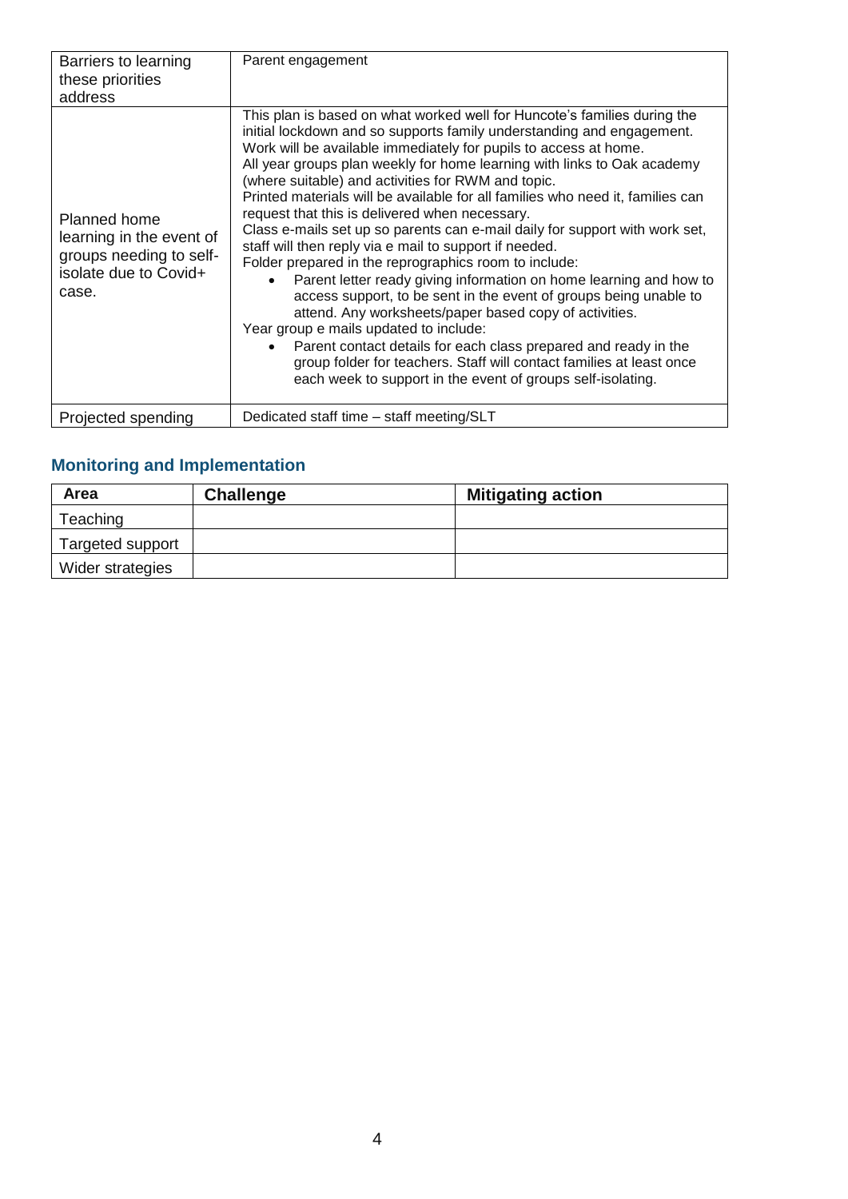| | |
|---|---|
| Barriers to learning these priorities address | Parent engagement |
| Planned home learning in the event of groups needing to self-isolate due to Covid+ case. | This plan is based on what worked well for Huncote's families during the initial lockdown and so supports family understanding and engagement.<br>Work will be available immediately for pupils to access at home.<br>All year groups plan weekly for home learning with links to Oak academy (where suitable) and activities for RWM and topic.<br>Printed materials will be available for all families who need it, families can request that this is delivered when necessary.<br>Class e-mails set up so parents can e-mail daily for support with work set, staff will then reply via e mail to support if needed.<br>Folder prepared in the reprographics room to include:<br>• Parent letter ready giving information on home learning and how to access support, to be sent in the event of groups being unable to attend. Any worksheets/paper based copy of activities.<br>Year group e mails updated to include:<br>• Parent contact details for each class prepared and ready in the group folder for teachers. Staff will contact families at least once each week to support in the event of groups self-isolating. |
| Projected spending | Dedicated staff time – staff meeting/SLT |

## Monitoring and Implementation

| Area | Challenge | Mitigating action |
|---|---|---|
| Teaching | | |
| Targeted support | | |
| Wider strategies | | |